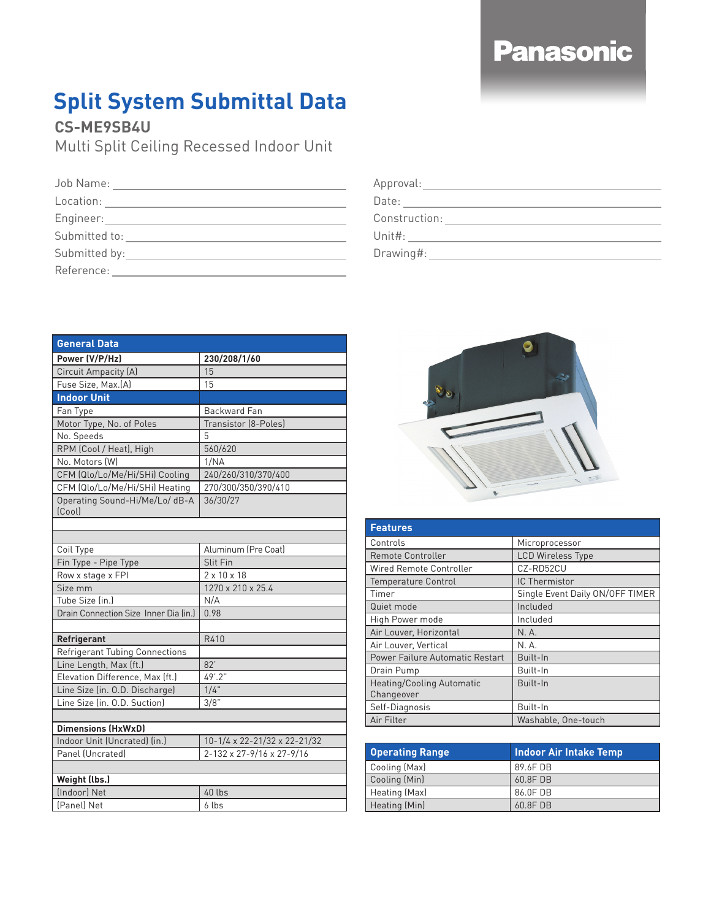Panasonic

# Split System Submittal Data

## CS-ME9SB4U

Multi Split Ceiling Recessed Indoor Unit

Job Name: ______________________

Location: ______________________

Engineer: ______________________

Submitted to: ______________________

Submitted by: ______________________

Reference: ______________________

Approval: ______________________

Date: ______________________

Construction: ______________________

Unit#: ______________________

Drawing#: ______________________

| General Data | |
|---|---|
| **Power (V/P/Hz)** | **230/208/1/60** |
| Circuit Ampacity (A) | 15 |
| Fuse Size, Max.(A) | 15 |
| **Indoor Unit** | |
| Fan Type | Backward Fan |
| Motor Type, No. of Poles | Transistor (8-Poles) |
| No. Speeds | 5 |
| RPM (Cool / Heat), High | 560/620 |
| No. Motors (W) | 1/NA |
| CFM (Qlo/Lo/Me/Hi/SHi) Cooling | 240/260/310/370/400 |
| CFM (Qlo/Lo/Me/Hi/SHi) Heating | 270/300/350/390/410 |
| Operating Sound-Hi/Me/Lo/ dB-A (Cool) | 36/30/27 |
| | |
| | |
| Coil Type | Aluminum (Pre Coat) |
| Fin Type - Pipe Type | Slit Fin |
| Row x stage x FPI | 2 x 10 x 18 |
| Size mm | 1270 x 210 x 25.4 |
| Tube Size (in.) | N/A |
| Drain Connection Size Inner Dia (in.) | 0.98 |
| | |
| **Refrigerant** | R410 |
| Refrigerant Tubing Connections | |
| Line Length, Max (ft.) | 82' |
| Elevation Difference, Max (ft.) | 49'.2" |
| Line Size (in. O.D. Discharge) | 1/4" |
| Line Size (in. O.D. Suction) | 3/8" |
| | |
| **Dimensions (HxWxD)** | |
| Indoor Unit (Uncrated) (in.) | 10-1/4 x 22-21/32 x 22-21/32 |
| Panel (Uncrated) | 2-132 x 27-9/16 x 27-9/16 |
| | |
| **Weight (lbs.)** | |
| (Indoor) Net | 40 lbs |
| (Panel) Net | 6 lbs |

| Features | |
|---|---|
| Controls | Microprocessor |
| Remote Controller | LCD Wireless Type |
| Wired Remote Controller | CZ-RD52CU |
| Temperature Control | IC Thermistor |
| Timer | Single Event Daily ON/OFF TIMER |
| Quiet mode | Included |
| High Power mode | Included |
| Air Louver, Horizontal | N. A. |
| Air Louver, Vertical | N. A. |
| Power Failure Automatic Restart | Built-In |
| Drain Pump | Built-In |
| Heating/Cooling Automatic Changeover | Built-In |
| Self-Diagnosis | Built-In |
| Air Filter | Washable, One-touch |

| Operating Range | Indoor Air Intake Temp |
|---|---|
| Cooling (Max) | 89.6F DB |
| Cooling (Min) | 60.8F DB |
| Heating (Max) | 86.0F DB |
| Heating (Min) | 60.8F DB |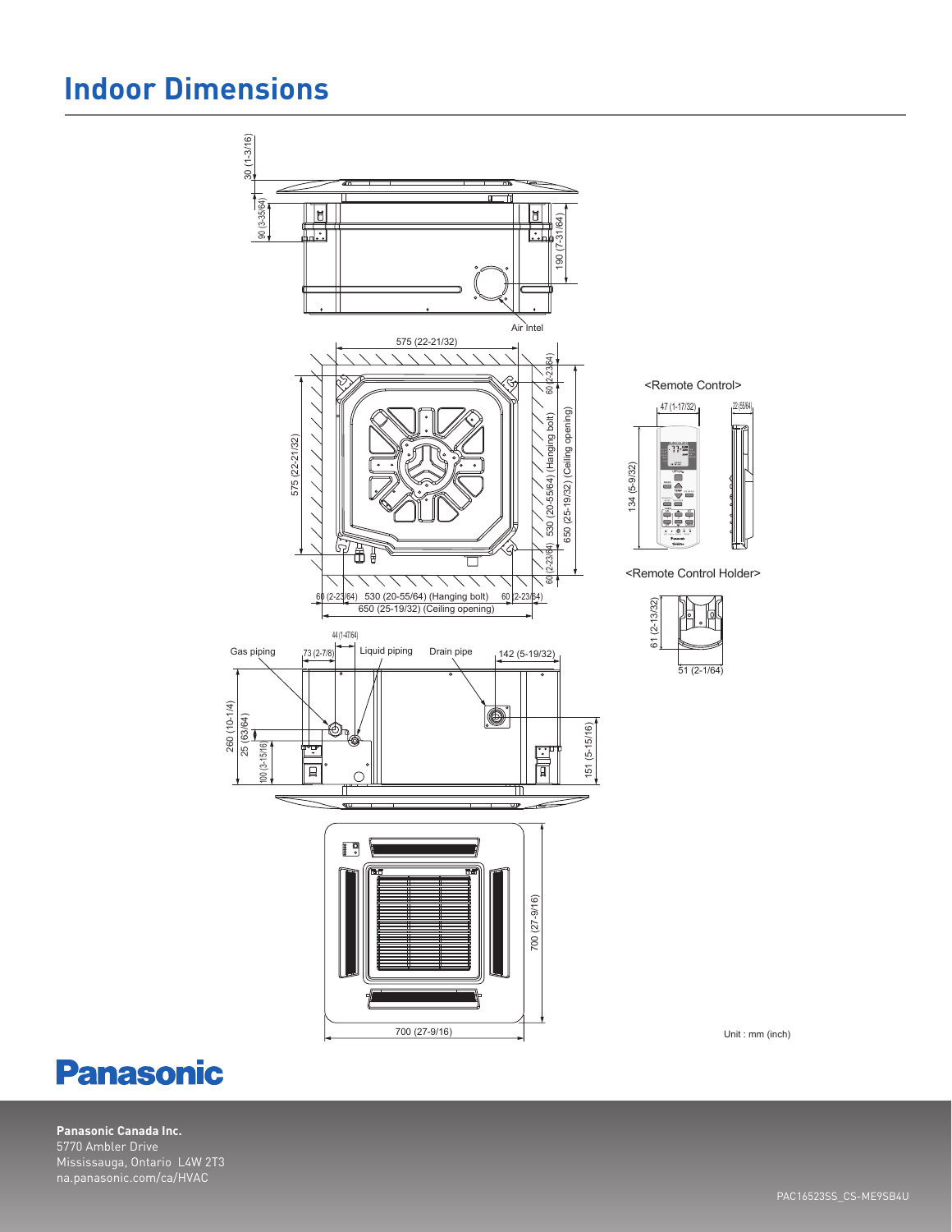# Indoor Dimensions

30 (1-3/16)
90 (3-35/64)
190 (7-31/64)
Air Intel

575 (22-21/32)
575 (22-21/32)
60 (2-23/64)
530 (20-55/64) (Hanging bolt)
650 (25-19/32) (Ceiling opening)
60 (2-23/64)
60 (2-23/64) 530 (20-55/64) (Hanging bolt) 60 (2-23/64)
650 (25-19/32) (Ceiling opening)

<Remote Control>

47 (1-17/32)
22 (55/64)
134 (5-9/32)

<Remote Control Holder>

61 (2-13/32)
51 (2-1/64)

44 (1-47/64)
Gas piping
73 (2-7/8)
Liquid piping
Drain pipe
142 (5-19/32)
260 (10-1/4)
25 (63/64)
100 (3-15/16)
151 (5-15/16)

700 (27-9/16)
700 (27-9/16)

Unit : mm (inch)

**Panasonic**

**Panasonic Canada Inc.**
5770 Ambler Drive
Mississauga, Ontario L4W 2T3
na.panasonic.com/ca/HVAC

PAC16523SS_CS-ME9SB4U